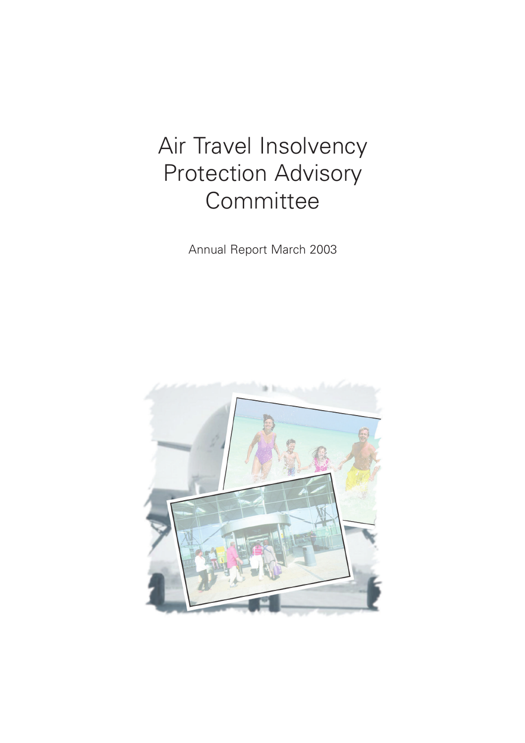# Air Travel Insolvency Protection Advisory Committee

Annual Report March 2003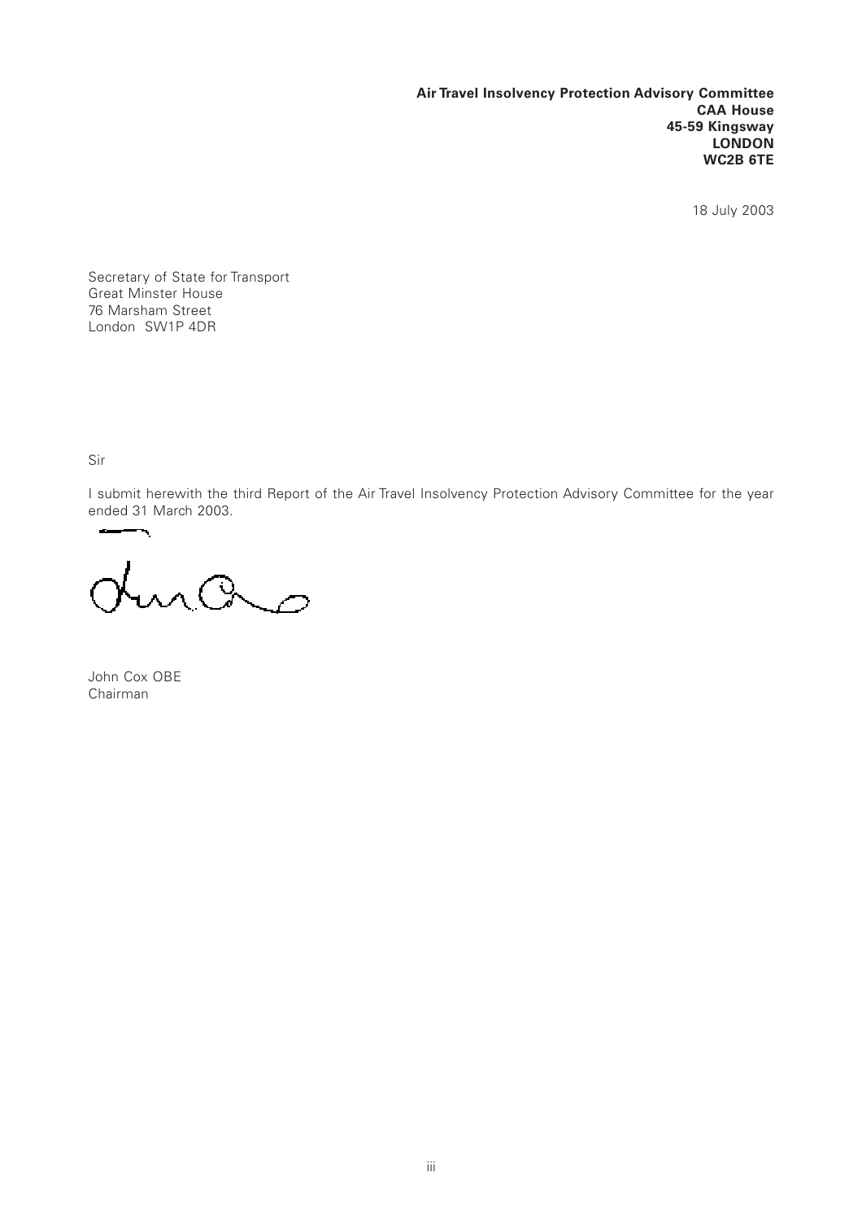**Air Travel Insolvency Protection Advisory Committee**
**CAA House**
**45-59 Kingsway**
**LONDON**
**WC2B 6TE**

18 July 2003

Secretary of State for Transport
Great Minster House
76 Marsham Street
London SW1P 4DR

Sir

I submit herewith the third Report of the Air Travel Insolvency Protection Advisory Committee for the year ended 31 March 2003.

John Cox OBE
Chairman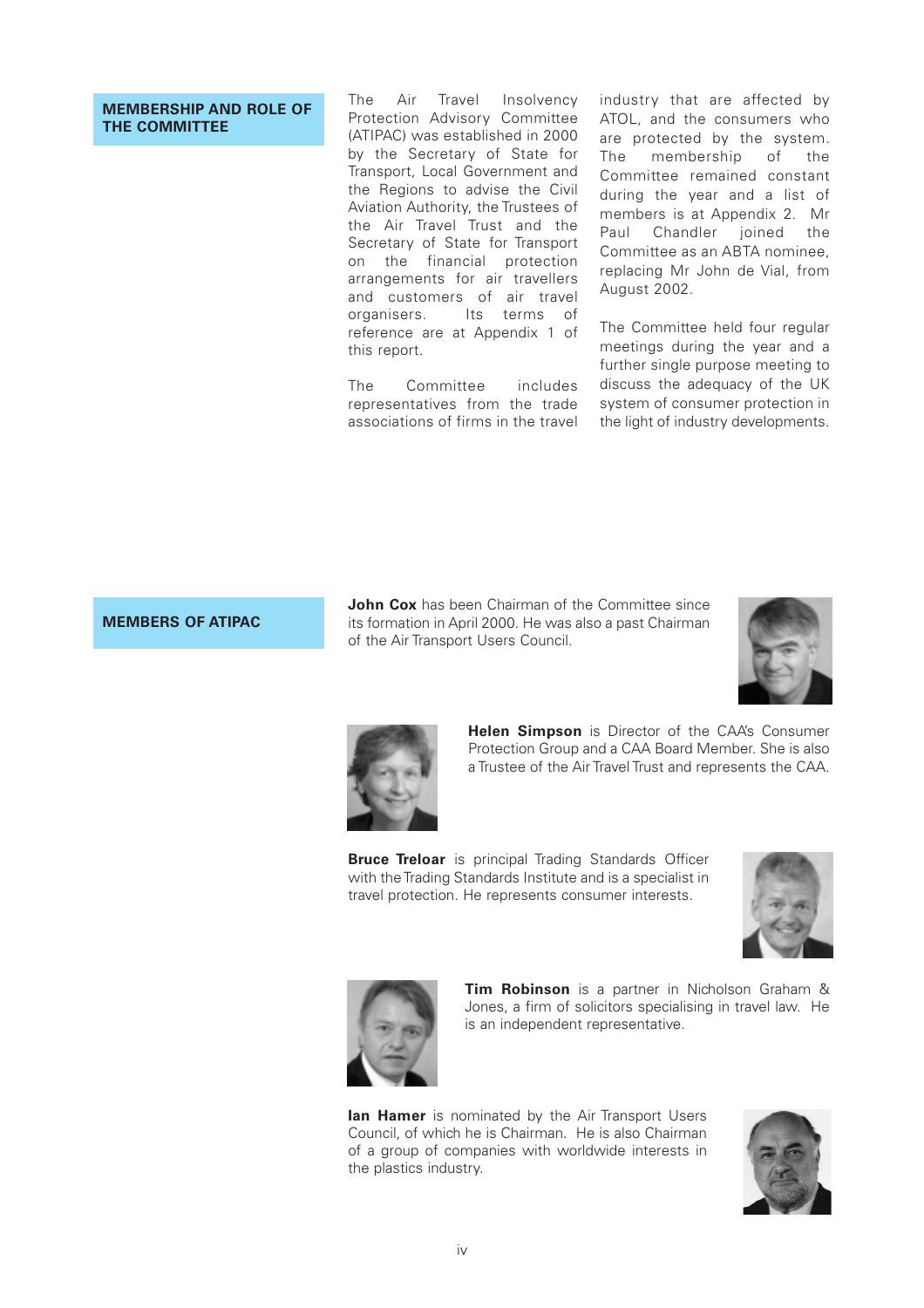## MEMBERSHIP AND ROLE OF THE COMMITTEE

The Air Travel Insolvency Protection Advisory Committee (ATIPAC) was established in 2000 by the Secretary of State for Transport, Local Government and the Regions to advise the Civil Aviation Authority, the Trustees of the Air Travel Trust and the Secretary of State for Transport on the financial protection arrangements for air travellers and customers of air travel organisers. Its terms of reference are at Appendix 1 of this report.

The Committee includes representatives from the trade associations of firms in the travel industry that are affected by ATOL, and the consumers who are protected by the system. The membership of the Committee remained constant during the year and a list of members is at Appendix 2. Mr Paul Chandler joined the Committee as an ABTA nominee, replacing Mr John de Vial, from August 2002.

The Committee held four regular meetings during the year and a further single purpose meeting to discuss the adequacy of the UK system of consumer protection in the light of industry developments.

## MEMBERS OF ATIPAC

**John Cox** has been Chairman of the Committee since its formation in April 2000. He was also a past Chairman of the Air Transport Users Council.

**Helen Simpson** is Director of the CAA's Consumer Protection Group and a CAA Board Member. She is also a Trustee of the Air Travel Trust and represents the CAA.

**Bruce Treloar** is principal Trading Standards Officer with the Trading Standards Institute and is a specialist in travel protection. He represents consumer interests.

**Tim Robinson** is a partner in Nicholson Graham & Jones, a firm of solicitors specialising in travel law. He is an independent representative.

**Ian Hamer** is nominated by the Air Transport Users Council, of which he is Chairman. He is also Chairman of a group of companies with worldwide interests in the plastics industry.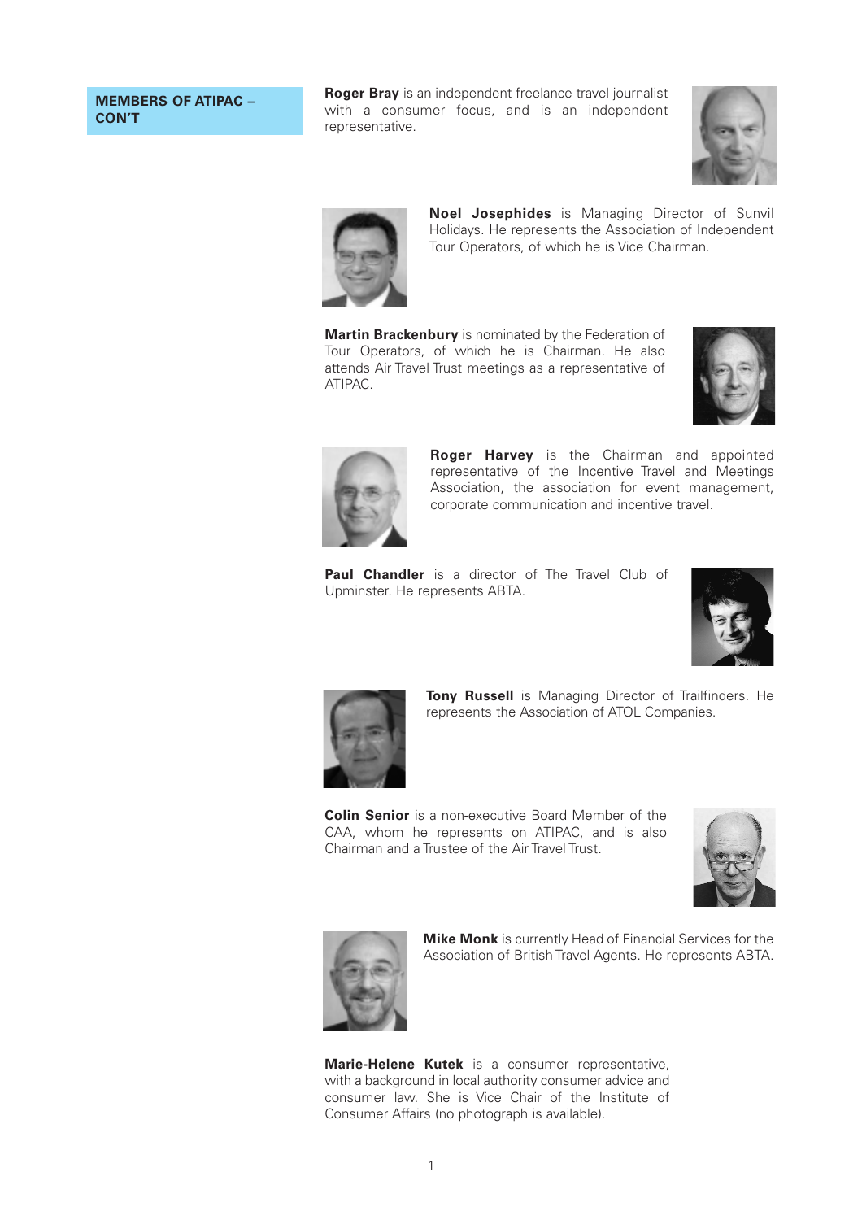## MEMBERS OF ATIPAC – CON'T

**Roger Bray** is an independent freelance travel journalist with a consumer focus, and is an independent representative.

**Noel Josephides** is Managing Director of Sunvil Holidays. He represents the Association of Independent Tour Operators, of which he is Vice Chairman.

**Martin Brackenbury** is nominated by the Federation of Tour Operators, of which he is Chairman. He also attends Air Travel Trust meetings as a representative of ATIPAC.

**Roger Harvey** is the Chairman and appointed representative of the Incentive Travel and Meetings Association, the association for event management, corporate communication and incentive travel.

**Paul Chandler** is a director of The Travel Club of Upminster. He represents ABTA.

**Tony Russell** is Managing Director of Trailfinders. He represents the Association of ATOL Companies.

**Colin Senior** is a non-executive Board Member of the CAA, whom he represents on ATIPAC, and is also Chairman and a Trustee of the Air Travel Trust.

**Mike Monk** is currently Head of Financial Services for the Association of British Travel Agents. He represents ABTA.

**Marie-Helene Kutek** is a consumer representative, with a background in local authority consumer advice and consumer law. She is Vice Chair of the Institute of Consumer Affairs (no photograph is available).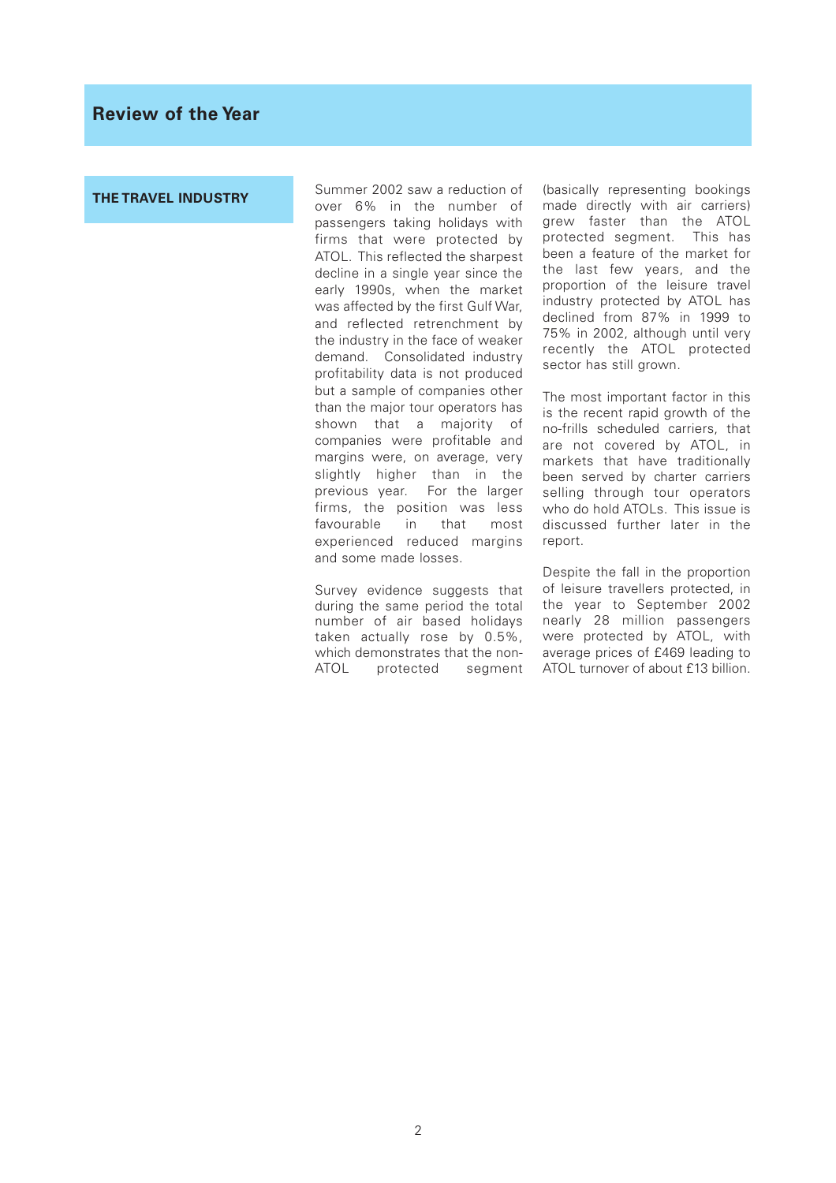# Review of the Year

## THE TRAVEL INDUSTRY

Summer 2002 saw a reduction of over 6% in the number of passengers taking holidays with firms that were protected by ATOL. This reflected the sharpest decline in a single year since the early 1990s, when the market was affected by the first Gulf War, and reflected retrenchment by the industry in the face of weaker demand. Consolidated industry profitability data is not produced but a sample of companies other than the major tour operators has shown that a majority of companies were profitable and margins were, on average, very slightly higher than in the previous year. For the larger firms, the position was less favourable in that most experienced reduced margins and some made losses.

Survey evidence suggests that during the same period the total number of air based holidays taken actually rose by 0.5%, which demonstrates that the non-ATOL protected segment (basically representing bookings made directly with air carriers) grew faster than the ATOL protected segment. This has been a feature of the market for the last few years, and the proportion of the leisure travel industry protected by ATOL has declined from 87% in 1999 to 75% in 2002, although until very recently the ATOL protected sector has still grown.

The most important factor in this is the recent rapid growth of the no-frills scheduled carriers, that are not covered by ATOL, in markets that have traditionally been served by charter carriers selling through tour operators who do hold ATOLs. This issue is discussed further later in the report.

Despite the fall in the proportion of leisure travellers protected, in the year to September 2002 nearly 28 million passengers were protected by ATOL, with average prices of £469 leading to ATOL turnover of about £13 billion.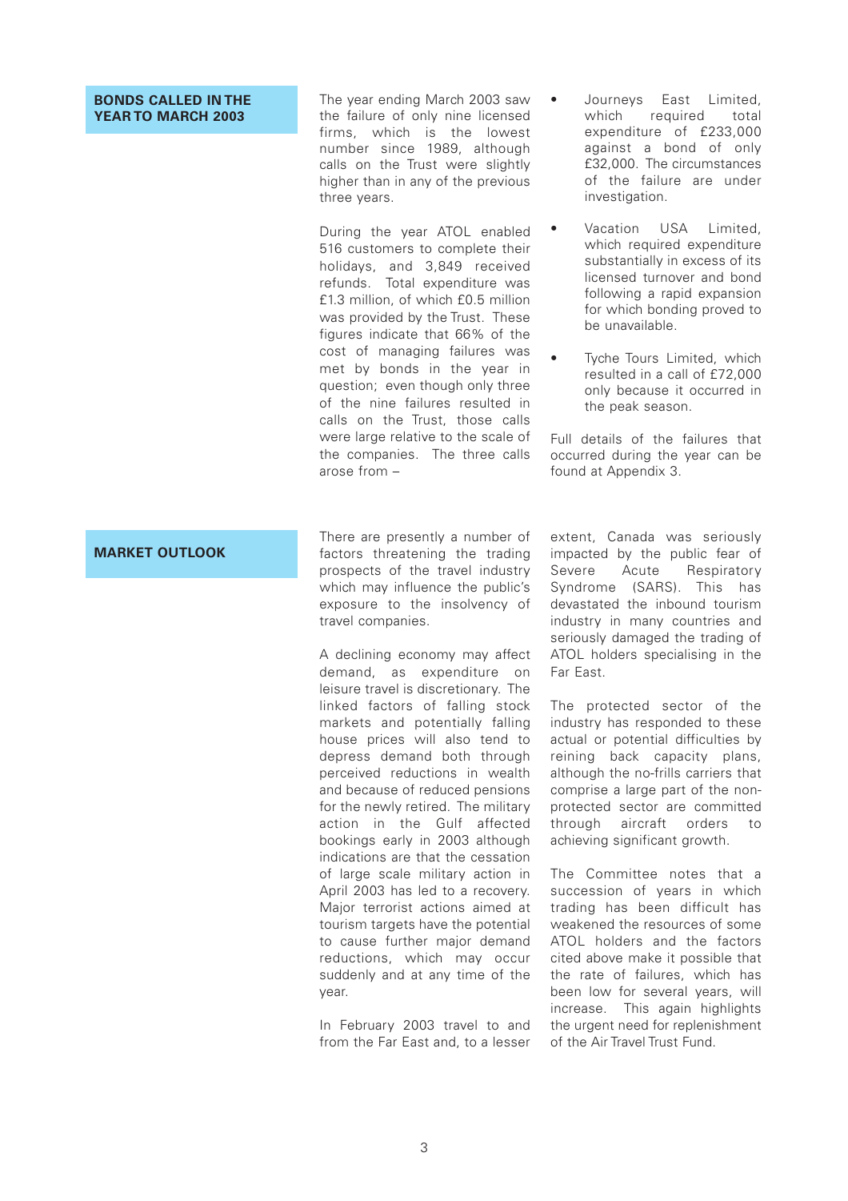## BONDS CALLED IN THE YEAR TO MARCH 2003

The year ending March 2003 saw the failure of only nine licensed firms, which is the lowest number since 1989, although calls on the Trust were slightly higher than in any of the previous three years.

During the year ATOL enabled 516 customers to complete their holidays, and 3,849 received refunds. Total expenditure was £1.3 million, of which £0.5 million was provided by the Trust. These figures indicate that 66% of the cost of managing failures was met by bonds in the year in question; even though only three of the nine failures resulted in calls on the Trust, those calls were large relative to the scale of the companies. The three calls arose from –

- Journeys East Limited, which required total expenditure of £233,000 against a bond of only £32,000. The circumstances of the failure are under investigation.
- Vacation USA Limited, which required expenditure substantially in excess of its licensed turnover and bond following a rapid expansion for which bonding proved to be unavailable.
- Tyche Tours Limited, which resulted in a call of £72,000 only because it occurred in the peak season.

Full details of the failures that occurred during the year can be found at Appendix 3.

## MARKET OUTLOOK

There are presently a number of factors threatening the trading prospects of the travel industry which may influence the public's exposure to the insolvency of travel companies.

A declining economy may affect demand, as expenditure on leisure travel is discretionary. The linked factors of falling stock markets and potentially falling house prices will also tend to depress demand both through perceived reductions in wealth and because of reduced pensions for the newly retired. The military action in the Gulf affected bookings early in 2003 although indications are that the cessation of large scale military action in April 2003 has led to a recovery. Major terrorist actions aimed at tourism targets have the potential to cause further major demand reductions, which may occur suddenly and at any time of the year.

In February 2003 travel to and from the Far East and, to a lesser extent, Canada was seriously impacted by the public fear of Severe Acute Respiratory Syndrome (SARS). This has devastated the inbound tourism industry in many countries and seriously damaged the trading of ATOL holders specialising in the Far East.

The protected sector of the industry has responded to these actual or potential difficulties by reining back capacity plans, although the no-frills carriers that comprise a large part of the non-protected sector are committed through aircraft orders to achieving significant growth.

The Committee notes that a succession of years in which trading has been difficult has weakened the resources of some ATOL holders and the factors cited above make it possible that the rate of failures, which has been low for several years, will increase. This again highlights the urgent need for replenishment of the Air Travel Trust Fund.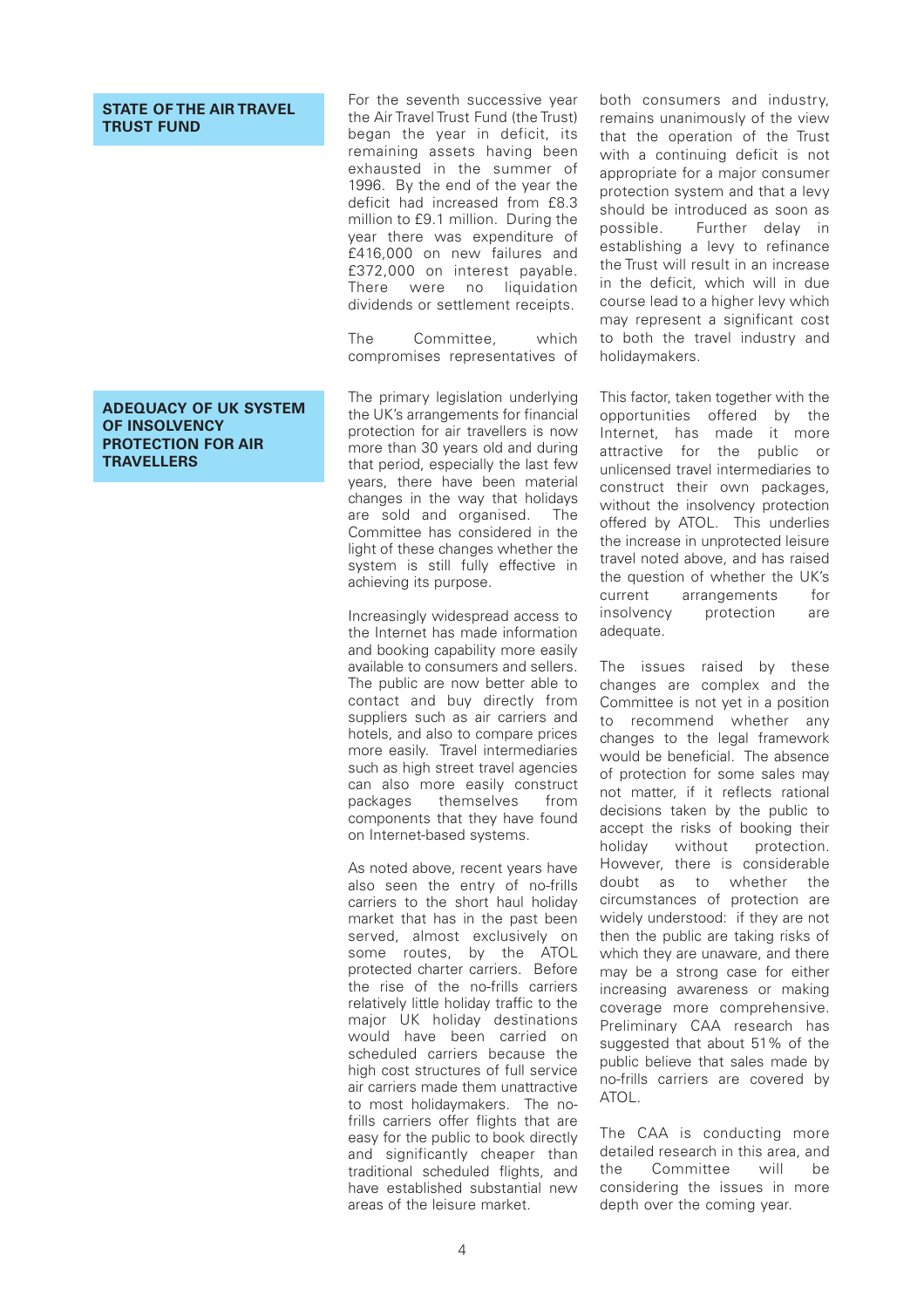## STATE OF THE AIR TRAVEL TRUST FUND

For the seventh successive year the Air Travel Trust Fund (the Trust) began the year in deficit, its remaining assets having been exhausted in the summer of 1996. By the end of the year the deficit had increased from £8.3 million to £9.1 million. During the year there was expenditure of £416,000 on new failures and £372,000 on interest payable. There were no liquidation dividends or settlement receipts.

The Committee, which compromises representatives of both consumers and industry, remains unanimously of the view that the operation of the Trust with a continuing deficit is not appropriate for a major consumer protection system and that a levy should be introduced as soon as possible. Further delay in establishing a levy to refinance the Trust will result in an increase in the deficit, which will in due course lead to a higher levy which may represent a significant cost to both the travel industry and holidaymakers.

## ADEQUACY OF UK SYSTEM OF INSOLVENCY PROTECTION FOR AIR TRAVELLERS

The primary legislation underlying the UK's arrangements for financial protection for air travellers is now more than 30 years old and during that period, especially the last few years, there have been material changes in the way that holidays are sold and organised. The Committee has considered in the light of these changes whether the system is still fully effective in achieving its purpose.

Increasingly widespread access to the Internet has made information and booking capability more easily available to consumers and sellers. The public are now better able to contact and buy directly from suppliers such as air carriers and hotels, and also to compare prices more easily. Travel intermediaries such as high street travel agencies can also more easily construct packages themselves from components that they have found on Internet-based systems.

As noted above, recent years have also seen the entry of no-frills carriers to the short haul holiday market that has in the past been served, almost exclusively on some routes, by the ATOL protected charter carriers. Before the rise of the no-frills carriers relatively little holiday traffic to the major UK holiday destinations would have been carried on scheduled carriers because the high cost structures of full service air carriers made them unattractive to most holidaymakers. The no-frills carriers offer flights that are easy for the public to book directly and significantly cheaper than traditional scheduled flights, and have established substantial new areas of the leisure market.

This factor, taken together with the opportunities offered by the Internet, has made it more attractive for the public or unlicensed travel intermediaries to construct their own packages, without the insolvency protection offered by ATOL. This underlies the increase in unprotected leisure travel noted above, and has raised the question of whether the UK's current arrangements for insolvency protection are adequate.

The issues raised by these changes are complex and the Committee is not yet in a position to recommend whether any changes to the legal framework would be beneficial. The absence of protection for some sales may not matter, if it reflects rational decisions taken by the public to accept the risks of booking their holiday without protection. However, there is considerable doubt as to whether the circumstances of protection are widely understood: if they are not then the public are taking risks of which they are unaware, and there may be a strong case for either increasing awareness or making coverage more comprehensive. Preliminary CAA research has suggested that about 51% of the public believe that sales made by no-frills carriers are covered by ATOL.

The CAA is conducting more detailed research in this area, and the Committee will be considering the issues in more depth over the coming year.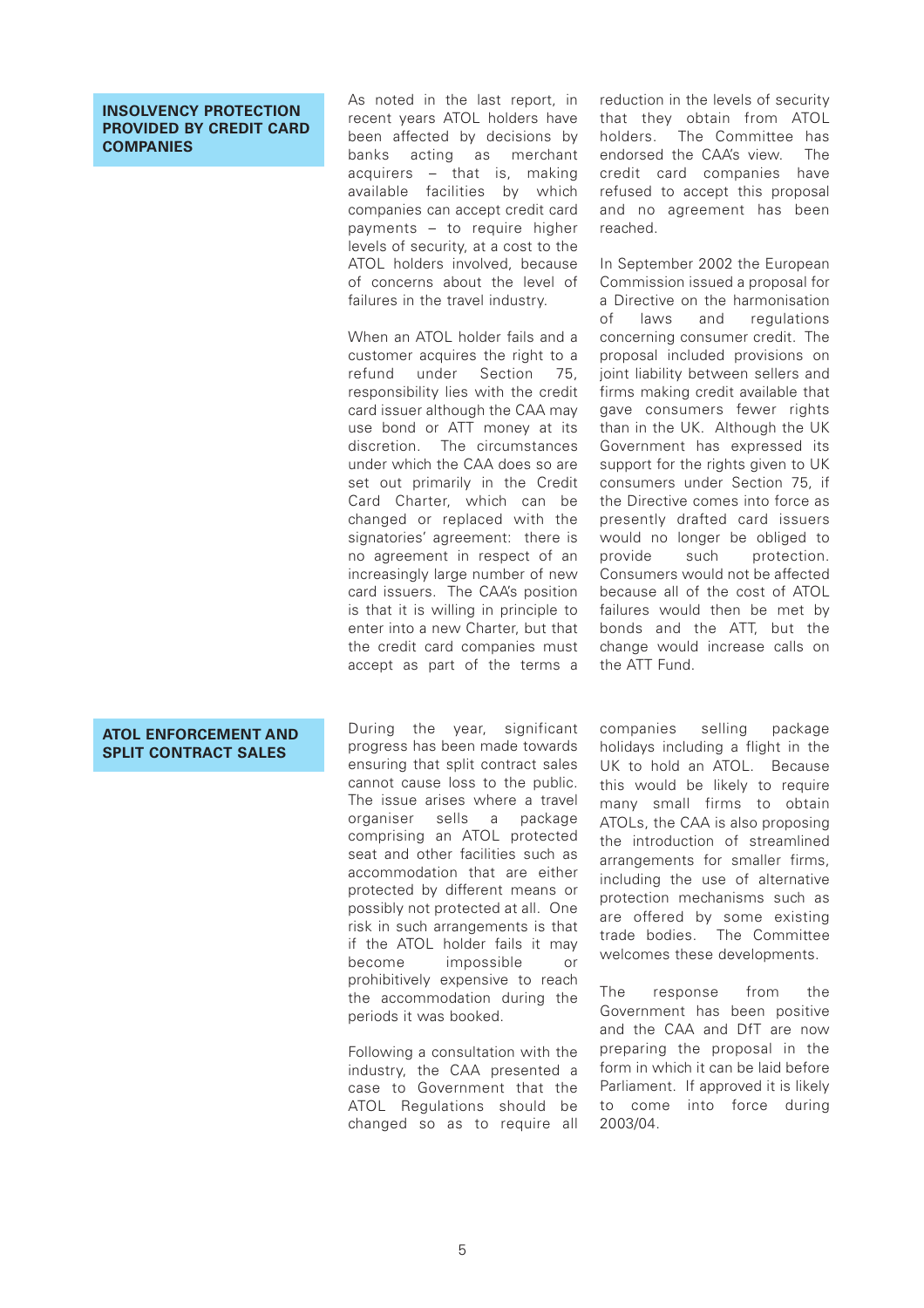## INSOLVENCY PROTECTION PROVIDED BY CREDIT CARD COMPANIES

As noted in the last report, in recent years ATOL holders have been affected by decisions by banks acting as merchant acquirers – that is, making available facilities by which companies can accept credit card payments – to require higher levels of security, at a cost to the ATOL holders involved, because of concerns about the level of failures in the travel industry.

When an ATOL holder fails and a customer acquires the right to a refund under Section 75, responsibility lies with the credit card issuer although the CAA may use bond or ATT money at its discretion. The circumstances under which the CAA does so are set out primarily in the Credit Card Charter, which can be changed or replaced with the signatories' agreement: there is no agreement in respect of an increasingly large number of new card issuers. The CAA's position is that it is willing in principle to enter into a new Charter, but that the credit card companies must accept as part of the terms a reduction in the levels of security that they obtain from ATOL holders. The Committee has endorsed the CAA's view. The credit card companies have refused to accept this proposal and no agreement has been reached.

In September 2002 the European Commission issued a proposal for a Directive on the harmonisation of laws and regulations concerning consumer credit. The proposal included provisions on joint liability between sellers and firms making credit available that gave consumers fewer rights than in the UK. Although the UK Government has expressed its support for the rights given to UK consumers under Section 75, if the Directive comes into force as presently drafted card issuers would no longer be obliged to provide such protection. Consumers would not be affected because all of the cost of ATOL failures would then be met by bonds and the ATT, but the change would increase calls on the ATT Fund.

## ATOL ENFORCEMENT AND SPLIT CONTRACT SALES

During the year, significant progress has been made towards ensuring that split contract sales cannot cause loss to the public. The issue arises where a travel organiser sells a package comprising an ATOL protected seat and other facilities such as accommodation that are either protected by different means or possibly not protected at all. One risk in such arrangements is that if the ATOL holder fails it may become impossible or prohibitively expensive to reach the accommodation during the periods it was booked.

Following a consultation with the industry, the CAA presented a case to Government that the ATOL Regulations should be changed so as to require all companies selling package holidays including a flight in the UK to hold an ATOL. Because this would be likely to require many small firms to obtain ATOLs, the CAA is also proposing the introduction of streamlined arrangements for smaller firms, including the use of alternative protection mechanisms such as are offered by some existing trade bodies. The Committee welcomes these developments.

The response from the Government has been positive and the CAA and DfT are now preparing the proposal in the form in which it can be laid before Parliament. If approved it is likely to come into force during 2003/04.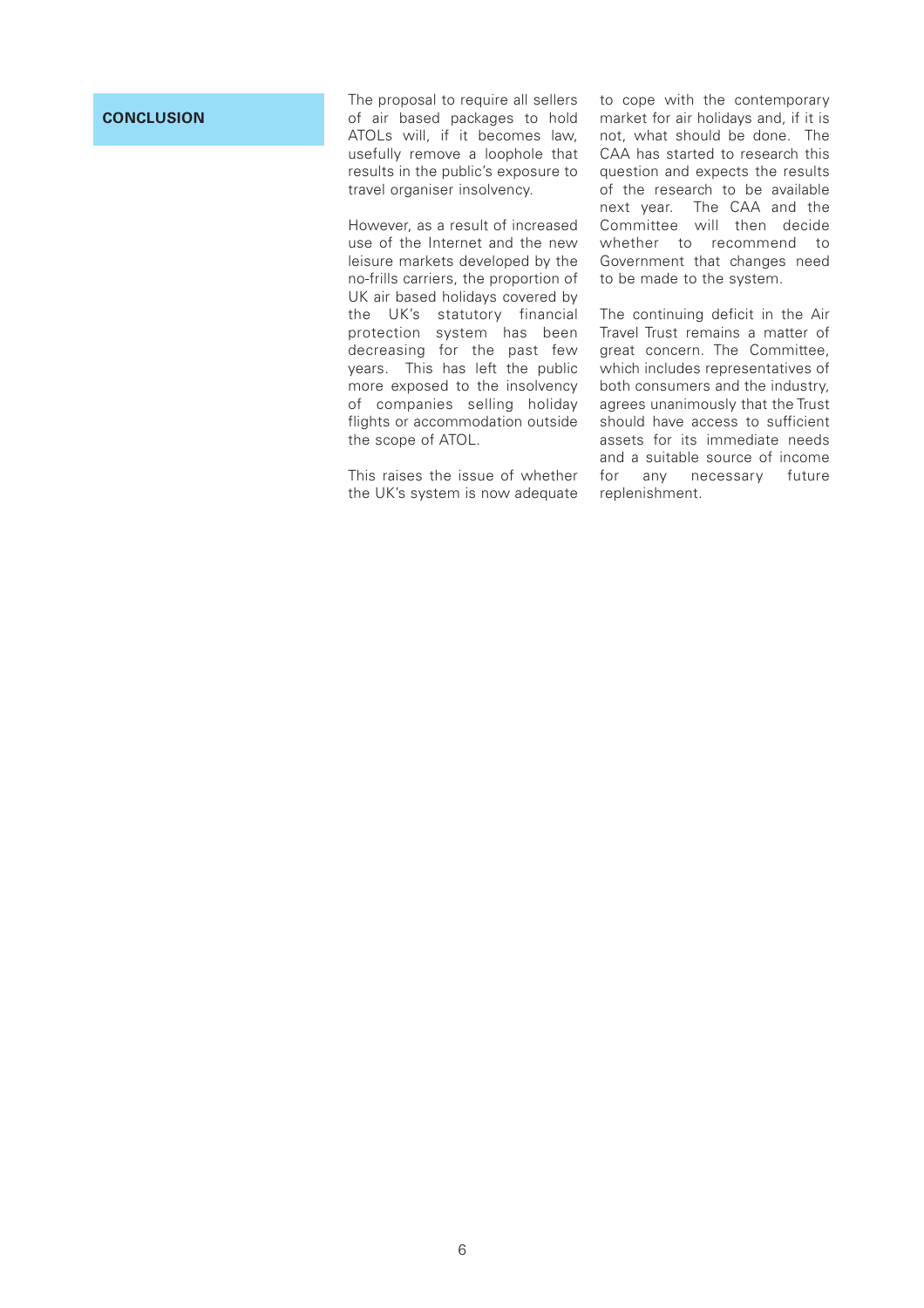## CONCLUSION

The proposal to require all sellers of air based packages to hold ATOLs will, if it becomes law, usefully remove a loophole that results in the public's exposure to travel organiser insolvency.

However, as a result of increased use of the Internet and the new leisure markets developed by the no-frills carriers, the proportion of UK air based holidays covered by the UK's statutory financial protection system has been decreasing for the past few years. This has left the public more exposed to the insolvency of companies selling holiday flights or accommodation outside the scope of ATOL.

This raises the issue of whether the UK's system is now adequate to cope with the contemporary market for air holidays and, if it is not, what should be done. The CAA has started to research this question and expects the results of the research to be available next year. The CAA and the Committee will then decide whether to recommend to Government that changes need to be made to the system.

The continuing deficit in the Air Travel Trust remains a matter of great concern. The Committee, which includes representatives of both consumers and the industry, agrees unanimously that the Trust should have access to sufficient assets for its immediate needs and a suitable source of income for any necessary future replenishment.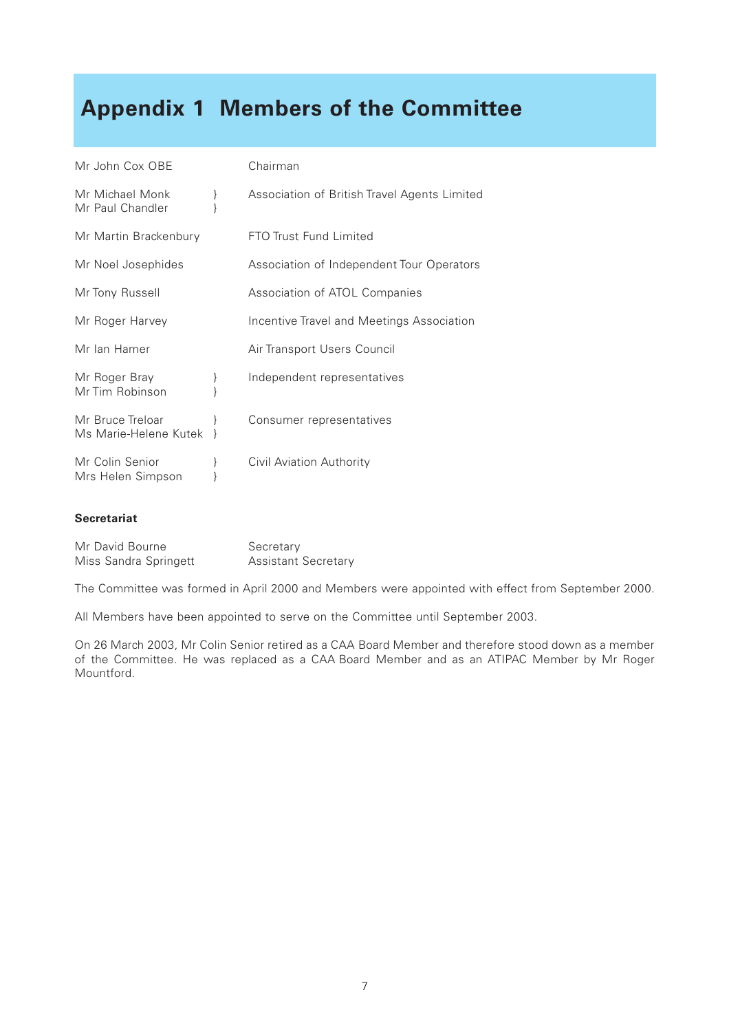# Appendix 1 Members of the Committee

| | |
|---|---|
| Mr John Cox OBE | Chairman |
| Mr Michael Monk }<br>Mr Paul Chandler } | Association of British Travel Agents Limited |
| Mr Martin Brackenbury | FTO Trust Fund Limited |
| Mr Noel Josephides | Association of Independent Tour Operators |
| Mr Tony Russell | Association of ATOL Companies |
| Mr Roger Harvey | Incentive Travel and Meetings Association |
| Mr Ian Hamer | Air Transport Users Council |
| Mr Roger Bray }<br>Mr Tim Robinson } | Independent representatives |
| Mr Bruce Treloar }<br>Ms Marie-Helene Kutek } | Consumer representatives |
| Mr Colin Senior }<br>Mrs Helen Simpson } | Civil Aviation Authority |

**Secretariat**

| | |
|---|---|
| Mr David Bourne | Secretary |
| Miss Sandra Springett | Assistant Secretary |

The Committee was formed in April 2000 and Members were appointed with effect from September 2000.

All Members have been appointed to serve on the Committee until September 2003.

On 26 March 2003, Mr Colin Senior retired as a CAA Board Member and therefore stood down as a member of the Committee. He was replaced as a CAA Board Member and as an ATIPAC Member by Mr Roger Mountford.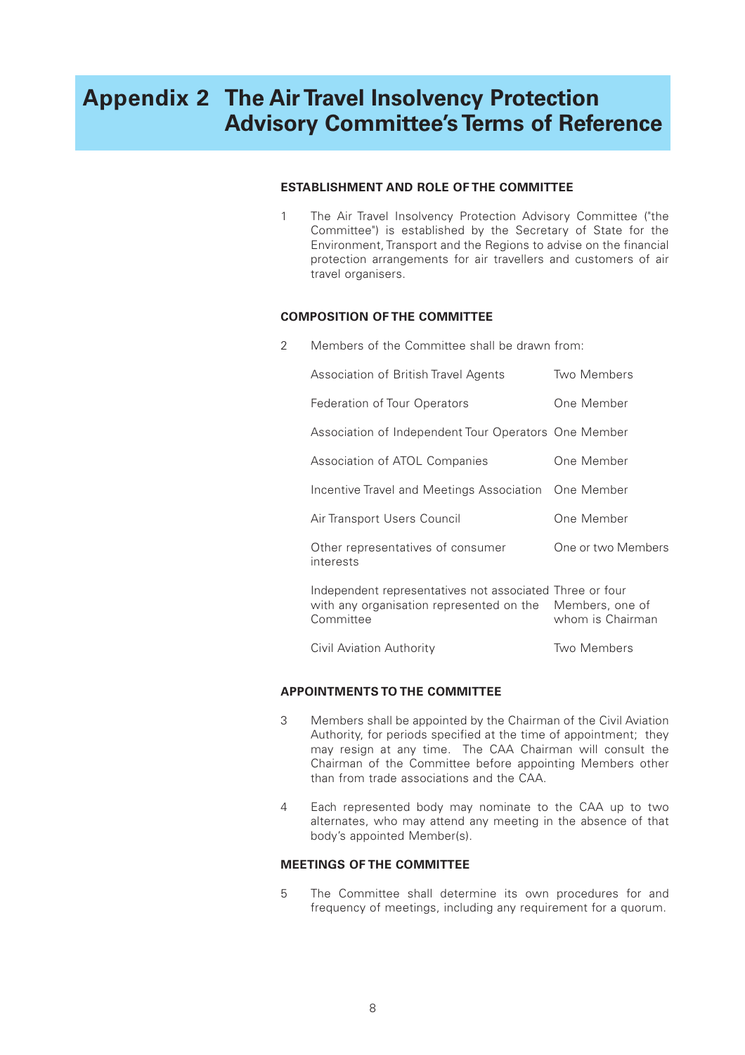# Appendix 2 The Air Travel Insolvency Protection Advisory Committee's Terms of Reference

### ESTABLISHMENT AND ROLE OF THE COMMITTEE

1 The Air Travel Insolvency Protection Advisory Committee ("the Committee") is established by the Secretary of State for the Environment, Transport and the Regions to advise on the financial protection arrangements for air travellers and customers of air travel organisers.

### COMPOSITION OF THE COMMITTEE

2 Members of the Committee shall be drawn from:

| | |
|---|---|
| Association of British Travel Agents | Two Members |
| Federation of Tour Operators | One Member |
| Association of Independent Tour Operators | One Member |
| Association of ATOL Companies | One Member |
| Incentive Travel and Meetings Association | One Member |
| Air Transport Users Council | One Member |
| Other representatives of consumer interests | One or two Members |
| Independent representatives not associated with any organisation represented on the Committee | Three or four Members, one of whom is Chairman |
| Civil Aviation Authority | Two Members |

### APPOINTMENTS TO THE COMMITTEE

3 Members shall be appointed by the Chairman of the Civil Aviation Authority, for periods specified at the time of appointment; they may resign at any time. The CAA Chairman will consult the Chairman of the Committee before appointing Members other than from trade associations and the CAA.

4 Each represented body may nominate to the CAA up to two alternates, who may attend any meeting in the absence of that body's appointed Member(s).

### MEETINGS OF THE COMMITTEE

5 The Committee shall determine its own procedures for and frequency of meetings, including any requirement for a quorum.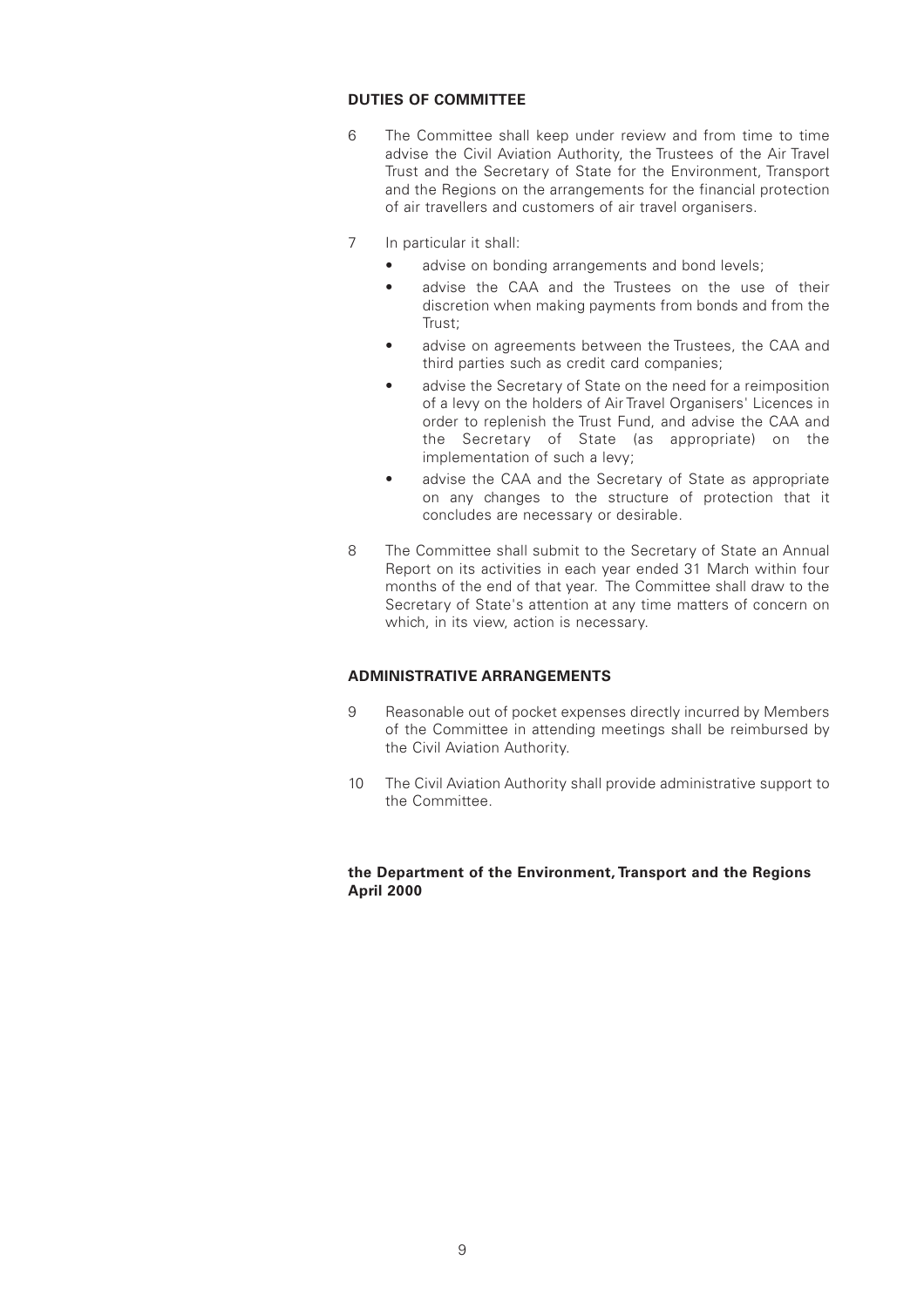## DUTIES OF COMMITTEE

6 The Committee shall keep under review and from time to time advise the Civil Aviation Authority, the Trustees of the Air Travel Trust and the Secretary of State for the Environment, Transport and the Regions on the arrangements for the financial protection of air travellers and customers of air travel organisers.

7 In particular it shall:

- advise on bonding arrangements and bond levels;
- advise the CAA and the Trustees on the use of their discretion when making payments from bonds and from the Trust;
- advise on agreements between the Trustees, the CAA and third parties such as credit card companies;
- advise the Secretary of State on the need for a reimposition of a levy on the holders of Air Travel Organisers' Licences in order to replenish the Trust Fund, and advise the CAA and the Secretary of State (as appropriate) on the implementation of such a levy;
- advise the CAA and the Secretary of State as appropriate on any changes to the structure of protection that it concludes are necessary or desirable.

8 The Committee shall submit to the Secretary of State an Annual Report on its activities in each year ended 31 March within four months of the end of that year. The Committee shall draw to the Secretary of State's attention at any time matters of concern on which, in its view, action is necessary.

## ADMINISTRATIVE ARRANGEMENTS

9 Reasonable out of pocket expenses directly incurred by Members of the Committee in attending meetings shall be reimbursed by the Civil Aviation Authority.

10 The Civil Aviation Authority shall provide administrative support to the Committee.

**the Department of the Environment, Transport and the Regions**
**April 2000**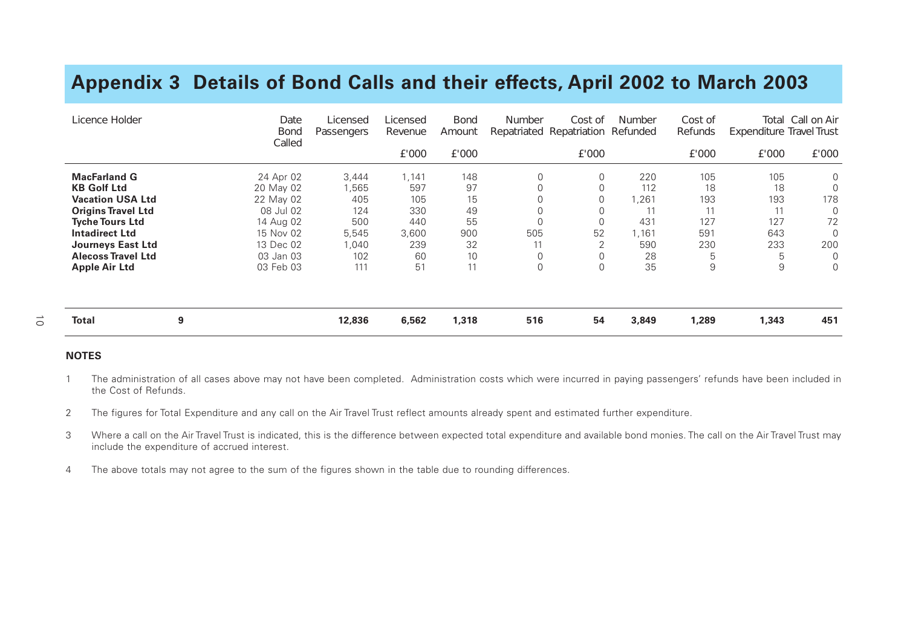# Appendix 3 Details of Bond Calls and their effects, April 2002 to March 2003

| Licence Holder | | Date Bond Called | Licensed Passengers | Licensed Revenue | Bond Amount | Number Repatriated | Cost of Repatriation | Number Refunded | Cost of Refunds | Total Expenditure | Call on Air Travel Trust |
|---|---|---|---|---|---|---|---|---|---|---|---|
| | | | | £'000 | £'000 | | £'000 | | £'000 | £'000 | £'000 |
| **MacFarland G** | | 24 Apr 02 | 3,444 | 1,141 | 148 | 0 | 0 | 220 | 105 | 105 | 0 |
| **KB Golf Ltd** | | 20 May 02 | 1,565 | 597 | 97 | 0 | 0 | 112 | 18 | 18 | 0 |
| **Vacation USA Ltd** | | 22 May 02 | 405 | 105 | 15 | 0 | 0 | 1,261 | 193 | 193 | 178 |
| **Origins Travel Ltd** | | 08 Jul 02 | 124 | 330 | 49 | 0 | 0 | 11 | 11 | 11 | 0 |
| **Tyche Tours Ltd** | | 14 Aug 02 | 500 | 440 | 55 | 0 | 0 | 431 | 127 | 127 | 72 |
| **Intadirect Ltd** | | 15 Nov 02 | 5,545 | 3,600 | 900 | 505 | 52 | 1,161 | 591 | 643 | 0 |
| **Journeys East Ltd** | | 13 Dec 02 | 1,040 | 239 | 32 | 11 | 2 | 590 | 230 | 233 | 200 |
| **Alecoss Travel Ltd** | | 03 Jan 03 | 102 | 60 | 10 | 0 | 0 | 28 | 5 | 5 | 0 |
| **Apple Air Ltd** | | 03 Feb 03 | 111 | 51 | 11 | 0 | 0 | 35 | 9 | 9 | 0 |
| **Total** | **9** | | **12,836** | **6,562** | **1,318** | **516** | **54** | **3,849** | **1,289** | **1,343** | **451** |

**NOTES**

1. The administration of all cases above may not have been completed. Administration costs which were incurred in paying passengers' refunds have been included in the Cost of Refunds.

2. The figures for Total Expenditure and any call on the Air Travel Trust reflect amounts already spent and estimated further expenditure.

3. Where a call on the Air Travel Trust is indicated, this is the difference between expected total expenditure and available bond monies. The call on the Air Travel Trust may include the expenditure of accrued interest.

4. The above totals may not agree to the sum of the figures shown in the table due to rounding differences.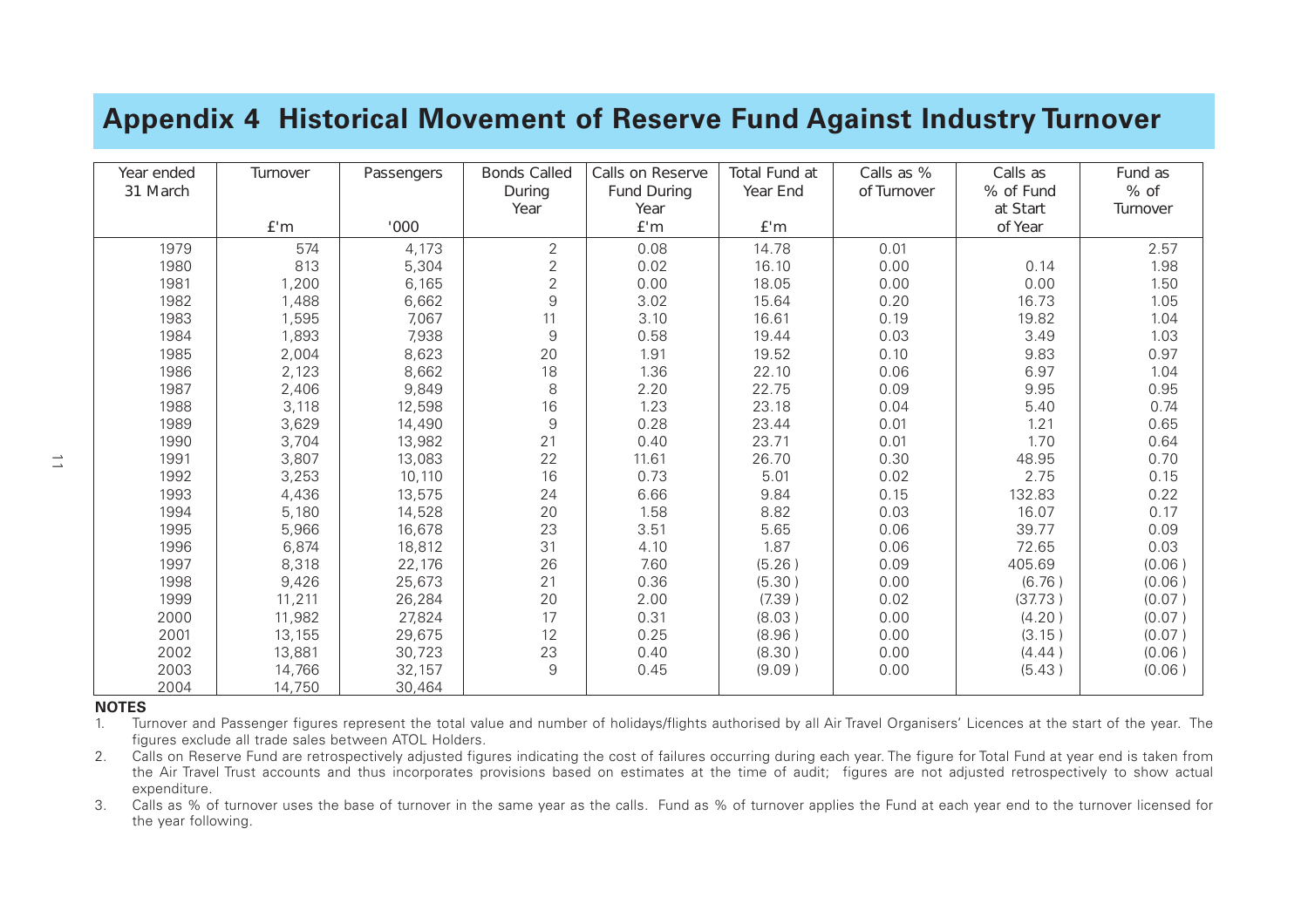## Appendix 4 Historical Movement of Reserve Fund Against Industry Turnover

| Year ended 31 March | Turnover £'m | Passengers '000 | Bonds Called During Year | Calls on Reserve Fund During Year £'m | Total Fund at Year End £'m | Calls as % of Turnover | Calls as % of Fund at Start of Year | Fund as % of Turnover |
|---|---|---|---|---|---|---|---|---|
| 1979 | 574 | 4,173 | 2 | 0.08 | 14.78 | 0.01 | | 2.57 |
| 1980 | 813 | 5,304 | 2 | 0.02 | 16.10 | 0.00 | 0.14 | 1.98 |
| 1981 | 1,200 | 6,165 | 2 | 0.00 | 18.05 | 0.00 | 0.00 | 1.50 |
| 1982 | 1,488 | 6,662 | 9 | 3.02 | 15.64 | 0.20 | 16.73 | 1.05 |
| 1983 | 1,595 | 7,067 | 11 | 3.10 | 16.61 | 0.19 | 19.82 | 1.04 |
| 1984 | 1,893 | 7,938 | 9 | 0.58 | 19.44 | 0.03 | 3.49 | 1.03 |
| 1985 | 2,004 | 8,623 | 20 | 1.91 | 19.52 | 0.10 | 9.83 | 0.97 |
| 1986 | 2,123 | 8,662 | 18 | 1.36 | 22.10 | 0.06 | 6.97 | 1.04 |
| 1987 | 2,406 | 9,849 | 8 | 2.20 | 22.75 | 0.09 | 9.95 | 0.95 |
| 1988 | 3,118 | 12,598 | 16 | 1.23 | 23.18 | 0.04 | 5.40 | 0.74 |
| 1989 | 3,629 | 14,490 | 9 | 0.28 | 23.44 | 0.01 | 1.21 | 0.65 |
| 1990 | 3,704 | 13,982 | 21 | 0.40 | 23.71 | 0.01 | 1.70 | 0.64 |
| 1991 | 3,807 | 13,083 | 22 | 11.61 | 26.70 | 0.30 | 48.95 | 0.70 |
| 1992 | 3,253 | 10,110 | 16 | 0.73 | 5.01 | 0.02 | 2.75 | 0.15 |
| 1993 | 4,436 | 13,575 | 24 | 6.66 | 9.84 | 0.15 | 132.83 | 0.22 |
| 1994 | 5,180 | 14,528 | 20 | 1.58 | 8.82 | 0.03 | 16.07 | 0.17 |
| 1995 | 5,966 | 16,678 | 23 | 3.51 | 5.65 | 0.06 | 39.77 | 0.09 |
| 1996 | 6,874 | 18,812 | 31 | 4.10 | 1.87 | 0.06 | 72.65 | 0.03 |
| 1997 | 8,318 | 22,176 | 26 | 7.60 | (5.26) | 0.09 | 405.69 | (0.06) |
| 1998 | 9,426 | 25,673 | 21 | 0.36 | (5.30) | 0.00 | (6.76) | (0.06) |
| 1999 | 11,211 | 26,284 | 20 | 2.00 | (7.39) | 0.02 | (37.73) | (0.07) |
| 2000 | 11,982 | 27,824 | 17 | 0.31 | (8.03) | 0.00 | (4.20) | (0.07) |
| 2001 | 13,155 | 29,675 | 12 | 0.25 | (8.96) | 0.00 | (3.15) | (0.07) |
| 2002 | 13,881 | 30,723 | 23 | 0.40 | (8.30) | 0.00 | (4.44) | (0.06) |
| 2003 | 14,766 | 32,157 | 9 | 0.45 | (9.09) | 0.00 | (5.43) | (0.06) |
| 2004 | 14,750 | 30,464 | | | | | | |

**NOTES**

1. Turnover and Passenger figures represent the total value and number of holidays/flights authorised by all Air Travel Organisers' Licences at the start of the year. The figures exclude all trade sales between ATOL Holders.
2. Calls on Reserve Fund are retrospectively adjusted figures indicating the cost of failures occurring during each year. The figure for Total Fund at year end is taken from the Air Travel Trust accounts and thus incorporates provisions based on estimates at the time of audit; figures are not adjusted retrospectively to show actual expenditure.
3. Calls as % of turnover uses the base of turnover in the same year as the calls. Fund as % of turnover applies the Fund at each year end to the turnover licensed for the year following.